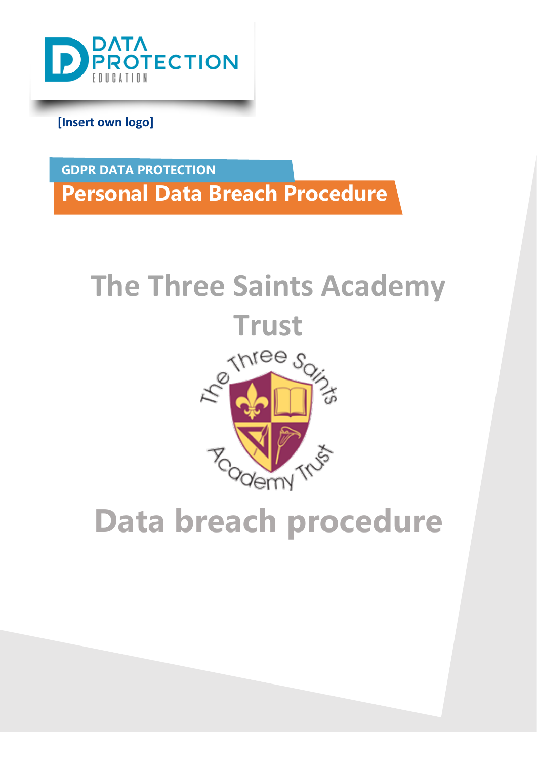[Insert own logo]

GDPR DATA PROTECTION

# Personal Data Breach Procedure

# The Three Saints Academy Trust

# Data breach procedure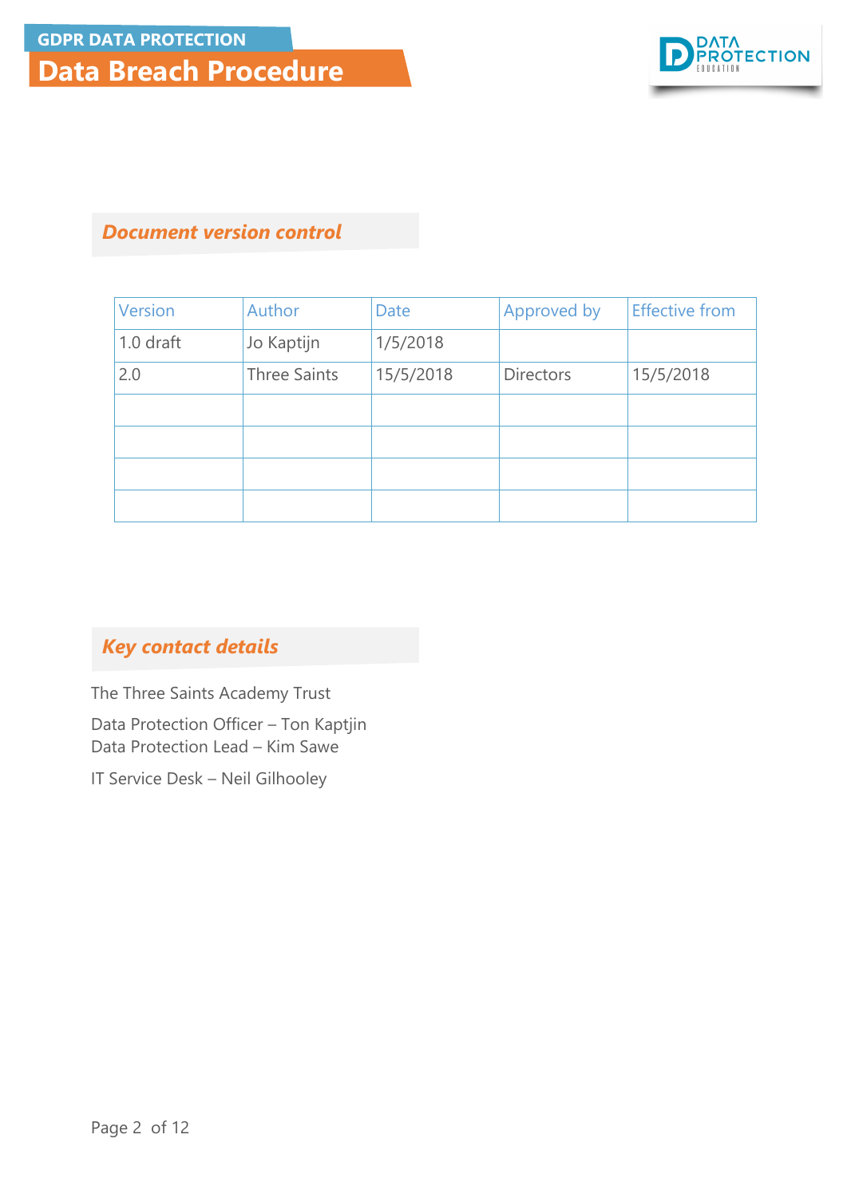## Document version control

| Version | Author | Date | Approved by | Effective from |
|---|---|---|---|---|
| 1.0 draft | Jo Kaptijn | 1/5/2018 | | |
| 2.0 | Three Saints | 15/5/2018 | Directors | 15/5/2018 |
| | | | | |
| | | | | |
| | | | | |
| | | | | |

## Key contact details

The Three Saints Academy Trust

Data Protection Officer – Ton Kaptjin
Data Protection Lead – Kim Sawe

IT Service Desk – Neil Gilhooley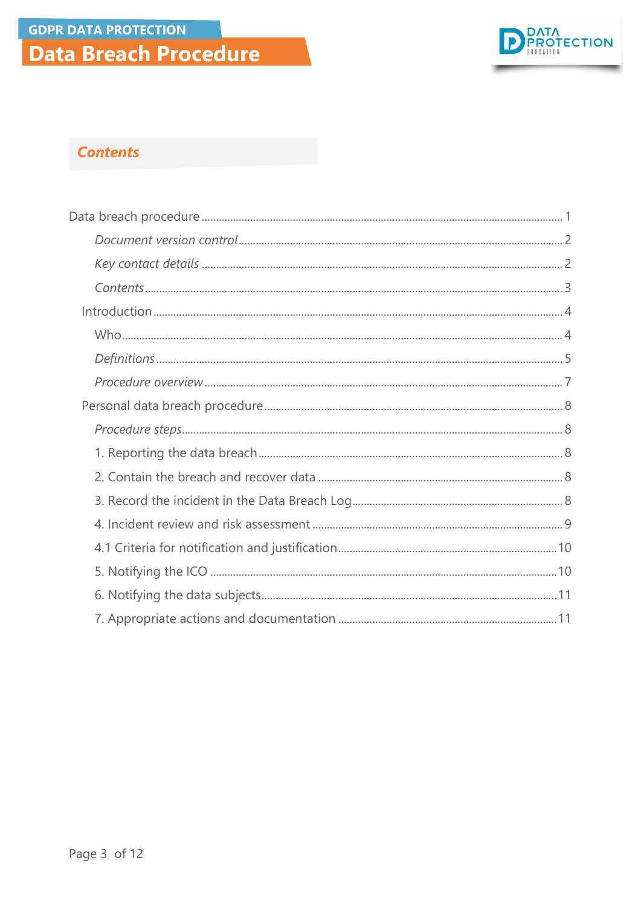## *Contents*

Data breach procedure ........ 1

- *Document version control* ........ 2
- *Key contact details* ........ 2
- *Contents* ........ 3

Introduction ........ 4

- Who ........ 4
- *Definitions* ........ 5
- *Procedure overview* ........ 7

Personal data breach procedure ........ 8

- *Procedure steps* ........ 8
- 1. Reporting the data breach ........ 8
- 2. Contain the breach and recover data ........ 8
- 3. Record the incident in the Data Breach Log ........ 8
- 4. Incident review and risk assessment ........ 9
- 4.1 Criteria for notification and justification ........ 10
- 5. Notifying the ICO ........ 10
- 6. Notifying the data subjects ........ 11
- 7. Appropriate actions and documentation ........ 11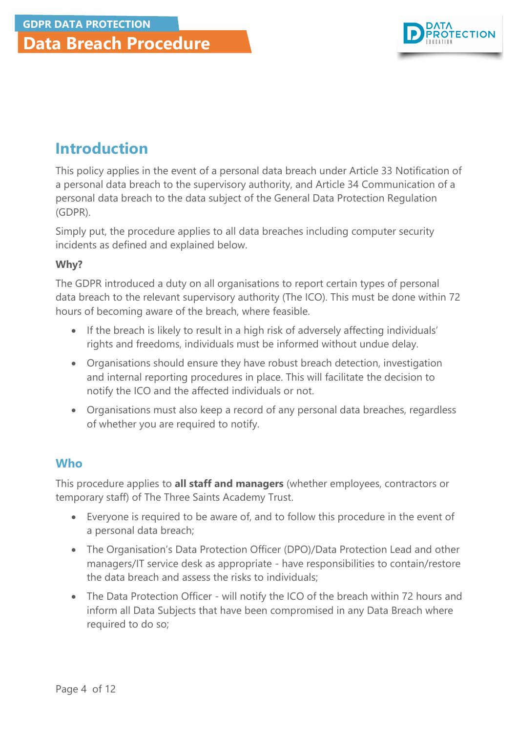## Introduction

This policy applies in the event of a personal data breach under Article 33 Notification of a personal data breach to the supervisory authority, and Article 34 Communication of a personal data breach to the data subject of the General Data Protection Regulation (GDPR).

Simply put, the procedure applies to all data breaches including computer security incidents as defined and explained below.

**Why?**

The GDPR introduced a duty on all organisations to report certain types of personal data breach to the relevant supervisory authority (The ICO). This must be done within 72 hours of becoming aware of the breach, where feasible.

- If the breach is likely to result in a high risk of adversely affecting individuals' rights and freedoms, individuals must be informed without undue delay.
- Organisations should ensure they have robust breach detection, investigation and internal reporting procedures in place. This will facilitate the decision to notify the ICO and the affected individuals or not.
- Organisations must also keep a record of any personal data breaches, regardless of whether you are required to notify.

### Who

This procedure applies to **all staff and managers** (whether employees, contractors or temporary staff) of The Three Saints Academy Trust.

- Everyone is required to be aware of, and to follow this procedure in the event of a personal data breach;
- The Organisation's Data Protection Officer (DPO)/Data Protection Lead and other managers/IT service desk as appropriate - have responsibilities to contain/restore the data breach and assess the risks to individuals;
- The Data Protection Officer - will notify the ICO of the breach within 72 hours and inform all Data Subjects that have been compromised in any Data Breach where required to do so;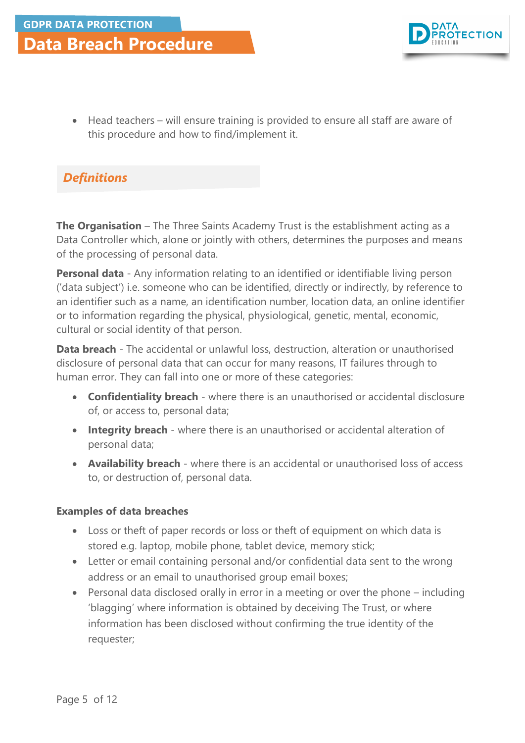- Head teachers – will ensure training is provided to ensure all staff are aware of this procedure and how to find/implement it.

## *Definitions*

**The Organisation** – The Three Saints Academy Trust is the establishment acting as a Data Controller which, alone or jointly with others, determines the purposes and means of the processing of personal data.

**Personal data** - Any information relating to an identified or identifiable living person ('data subject') i.e. someone who can be identified, directly or indirectly, by reference to an identifier such as a name, an identification number, location data, an online identifier or to information regarding the physical, physiological, genetic, mental, economic, cultural or social identity of that person.

**Data breach** - The accidental or unlawful loss, destruction, alteration or unauthorised disclosure of personal data that can occur for many reasons, IT failures through to human error. They can fall into one or more of these categories:

- **Confidentiality breach** - where there is an unauthorised or accidental disclosure of, or access to, personal data;
- **Integrity breach** - where there is an unauthorised or accidental alteration of personal data;
- **Availability breach** - where there is an accidental or unauthorised loss of access to, or destruction of, personal data.

**Examples of data breaches**

- Loss or theft of paper records or loss or theft of equipment on which data is stored e.g. laptop, mobile phone, tablet device, memory stick;
- Letter or email containing personal and/or confidential data sent to the wrong address or an email to unauthorised group email boxes;
- Personal data disclosed orally in error in a meeting or over the phone – including 'blagging' where information is obtained by deceiving The Trust, or where information has been disclosed without confirming the true identity of the requester;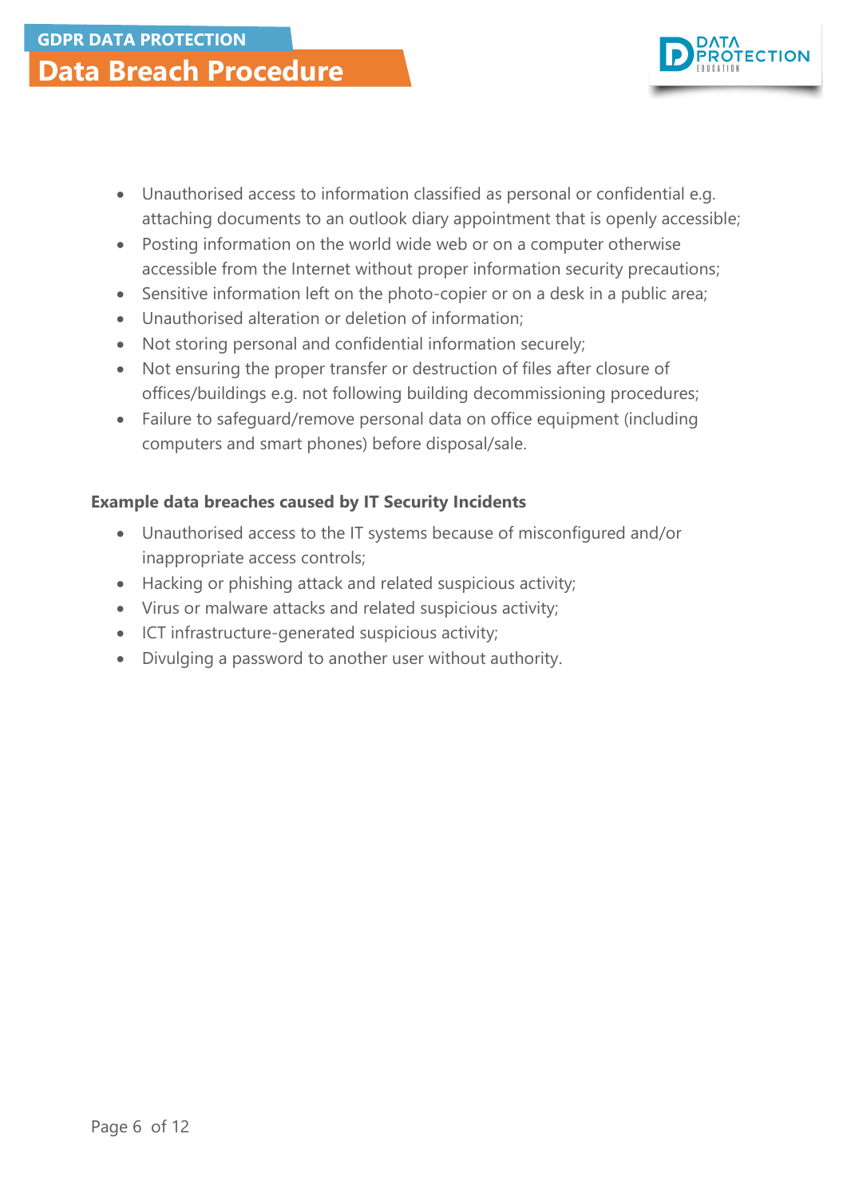- Unauthorised access to information classified as personal or confidential e.g. attaching documents to an outlook diary appointment that is openly accessible;
- Posting information on the world wide web or on a computer otherwise accessible from the Internet without proper information security precautions;
- Sensitive information left on the photo-copier or on a desk in a public area;
- Unauthorised alteration or deletion of information;
- Not storing personal and confidential information securely;
- Not ensuring the proper transfer or destruction of files after closure of offices/buildings e.g. not following building decommissioning procedures;
- Failure to safeguard/remove personal data on office equipment (including computers and smart phones) before disposal/sale.

**Example data breaches caused by IT Security Incidents**

- Unauthorised access to the IT systems because of misconfigured and/or inappropriate access controls;
- Hacking or phishing attack and related suspicious activity;
- Virus or malware attacks and related suspicious activity;
- ICT infrastructure-generated suspicious activity;
- Divulging a password to another user without authority.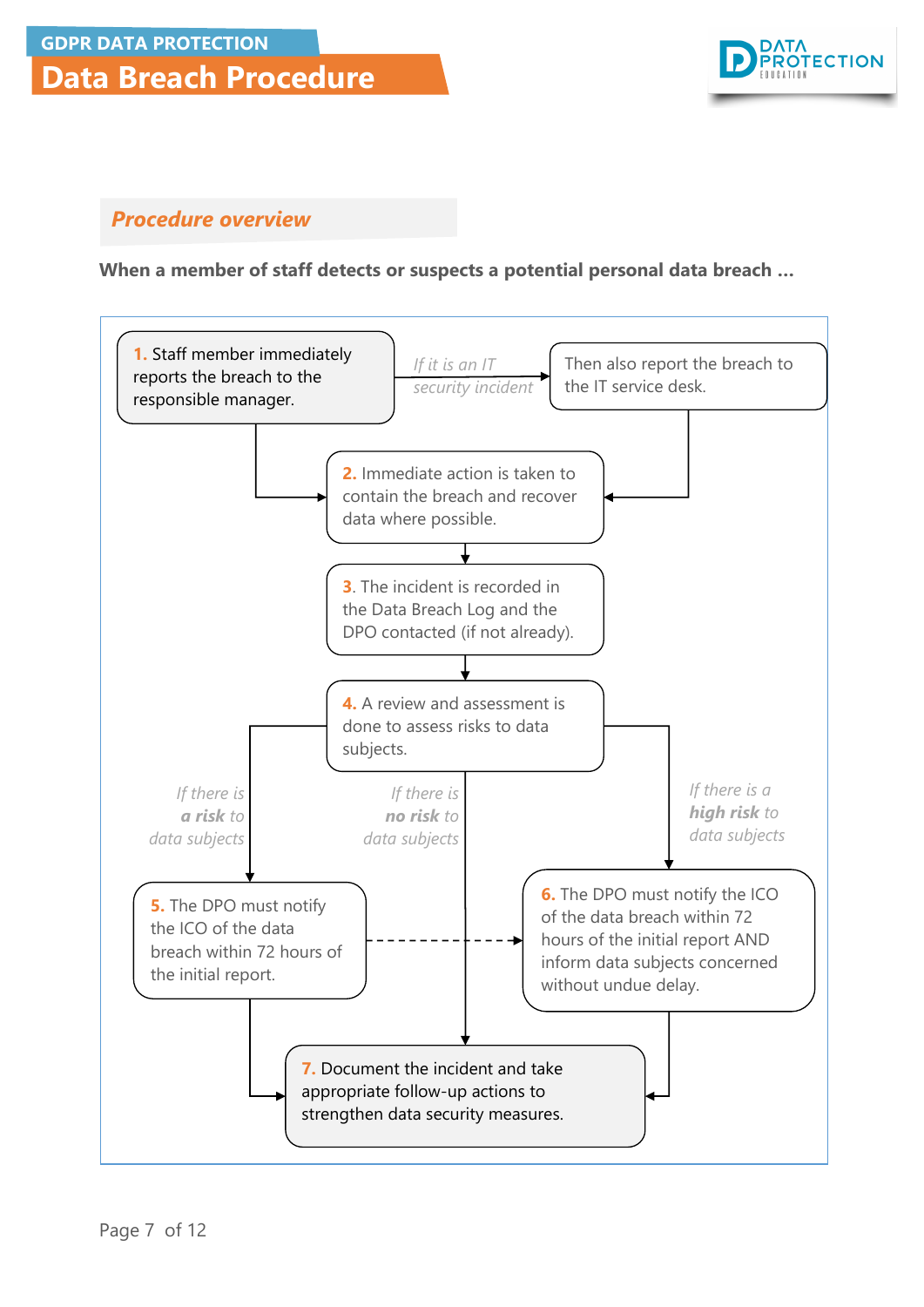# GDPR DATA PROTECTION

# Data Breach Procedure

## *Procedure overview*

**When a member of staff detects or suspects a potential personal data breach …**

1. Staff member immediately reports the breach to the responsible manager.

   *If it is an IT security incident* → Then also report the breach to the IT service desk.

2. Immediate action is taken to contain the breach and recover data where possible.

3. The incident is recorded in the Data Breach Log and the DPO contacted (if not already).

4. A review and assessment is done to assess risks to data subjects.

   - *If there is **a risk** to data subjects* → 5.
   - *If there is **no risk** to data subjects* → 7.
   - *If there is a **high risk** to data subjects* → 6.

5. The DPO must notify the ICO of the data breach within 72 hours of the initial report.

6. The DPO must notify the ICO of the data breach within 72 hours of the initial report AND inform data subjects concerned without undue delay.

7. Document the incident and take appropriate follow-up actions to strengthen data security measures.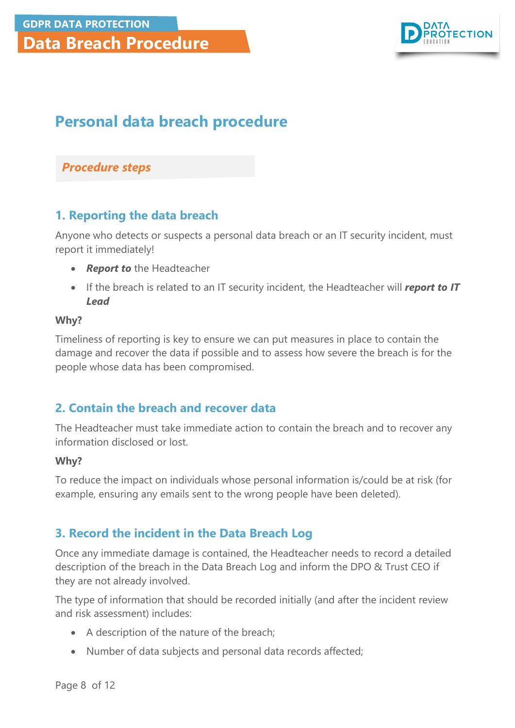# Personal data breach procedure

## *Procedure steps*

### 1. Reporting the data breach

Anyone who detects or suspects a personal data breach or an IT security incident, must report it immediately!

- ***Report to*** the Headteacher
- If the breach is related to an IT security incident, the Headteacher will ***report to IT Lead***

**Why?**

Timeliness of reporting is key to ensure we can put measures in place to contain the damage and recover the data if possible and to assess how severe the breach is for the people whose data has been compromised.

### 2. Contain the breach and recover data

The Headteacher must take immediate action to contain the breach and to recover any information disclosed or lost.

**Why?**

To reduce the impact on individuals whose personal information is/could be at risk (for example, ensuring any emails sent to the wrong people have been deleted).

### 3. Record the incident in the Data Breach Log

Once any immediate damage is contained, the Headteacher needs to record a detailed description of the breach in the Data Breach Log and inform the DPO & Trust CEO if they are not already involved.

The type of information that should be recorded initially (and after the incident review and risk assessment) includes:

- A description of the nature of the breach;
- Number of data subjects and personal data records affected;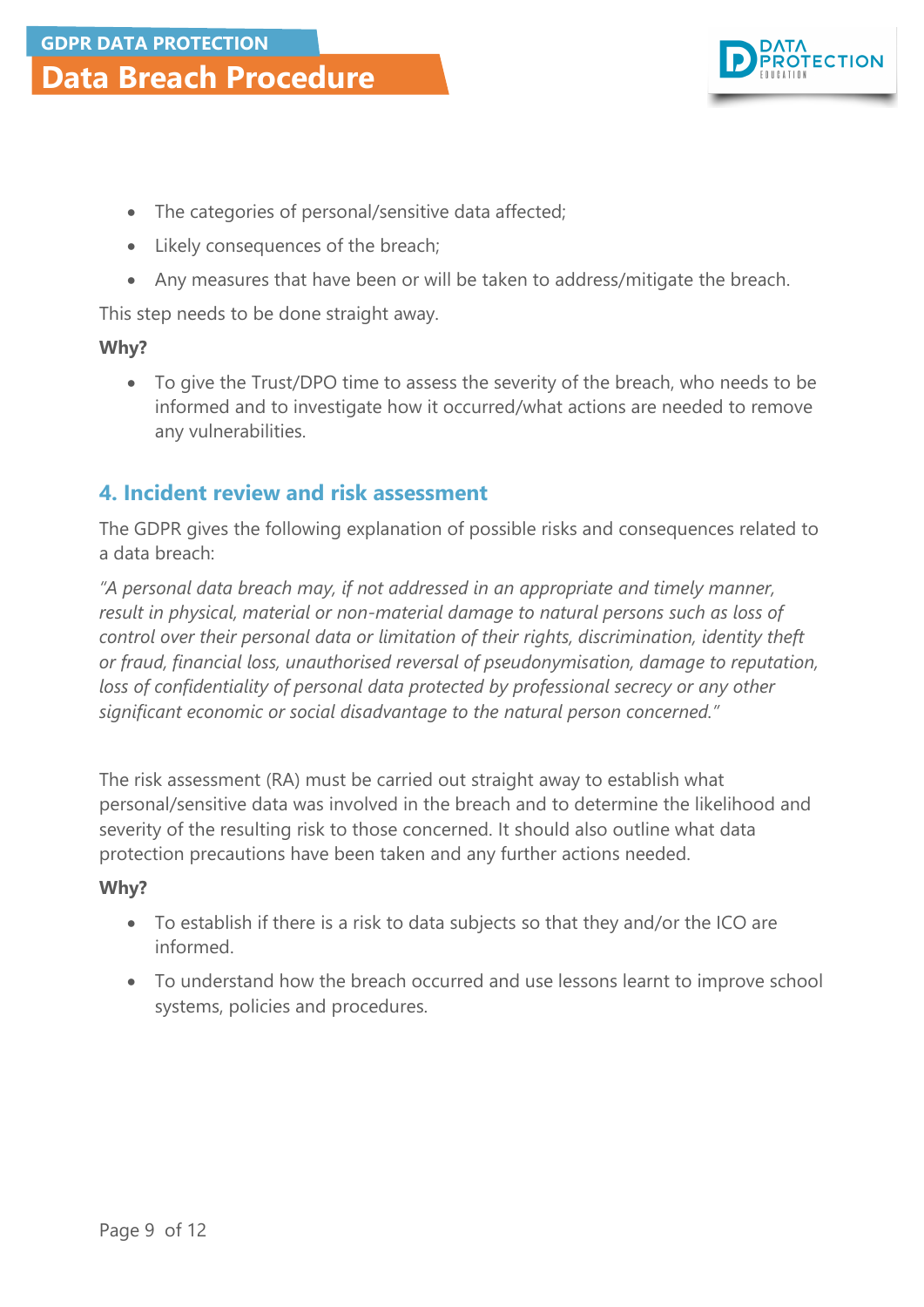- The categories of personal/sensitive data affected;
- Likely consequences of the breach;
- Any measures that have been or will be taken to address/mitigate the breach.

This step needs to be done straight away.

**Why?**

- To give the Trust/DPO time to assess the severity of the breach, who needs to be informed and to investigate how it occurred/what actions are needed to remove any vulnerabilities.

## 4. Incident review and risk assessment

The GDPR gives the following explanation of possible risks and consequences related to a data breach:

*"A personal data breach may, if not addressed in an appropriate and timely manner, result in physical, material or non-material damage to natural persons such as loss of control over their personal data or limitation of their rights, discrimination, identity theft or fraud, financial loss, unauthorised reversal of pseudonymisation, damage to reputation, loss of confidentiality of personal data protected by professional secrecy or any other significant economic or social disadvantage to the natural person concerned."*

The risk assessment (RA) must be carried out straight away to establish what personal/sensitive data was involved in the breach and to determine the likelihood and severity of the resulting risk to those concerned. It should also outline what data protection precautions have been taken and any further actions needed.

**Why?**

- To establish if there is a risk to data subjects so that they and/or the ICO are informed.
- To understand how the breach occurred and use lessons learnt to improve school systems, policies and procedures.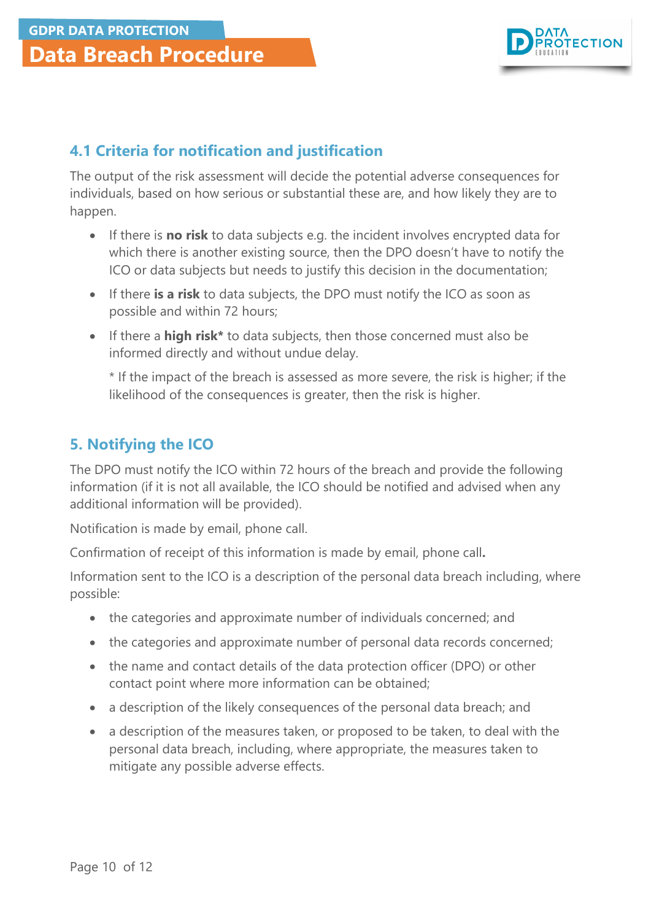## 4.1 Criteria for notification and justification

The output of the risk assessment will decide the potential adverse consequences for individuals, based on how serious or substantial these are, and how likely they are to happen.

- If there is **no risk** to data subjects e.g. the incident involves encrypted data for which there is another existing source, then the DPO doesn't have to notify the ICO or data subjects but needs to justify this decision in the documentation;
- If there **is a risk** to data subjects, the DPO must notify the ICO as soon as possible and within 72 hours;
- If there a **high risk*** to data subjects, then those concerned must also be informed directly and without undue delay.

  * If the impact of the breach is assessed as more severe, the risk is higher; if the likelihood of the consequences is greater, then the risk is higher.

## 5. Notifying the ICO

The DPO must notify the ICO within 72 hours of the breach and provide the following information (if it is not all available, the ICO should be notified and advised when any additional information will be provided).

Notification is made by email, phone call.

Confirmation of receipt of this information is made by email, phone call**.**

Information sent to the ICO is a description of the personal data breach including, where possible:

- the categories and approximate number of individuals concerned; and
- the categories and approximate number of personal data records concerned;
- the name and contact details of the data protection officer (DPO) or other contact point where more information can be obtained;
- a description of the likely consequences of the personal data breach; and
- a description of the measures taken, or proposed to be taken, to deal with the personal data breach, including, where appropriate, the measures taken to mitigate any possible adverse effects.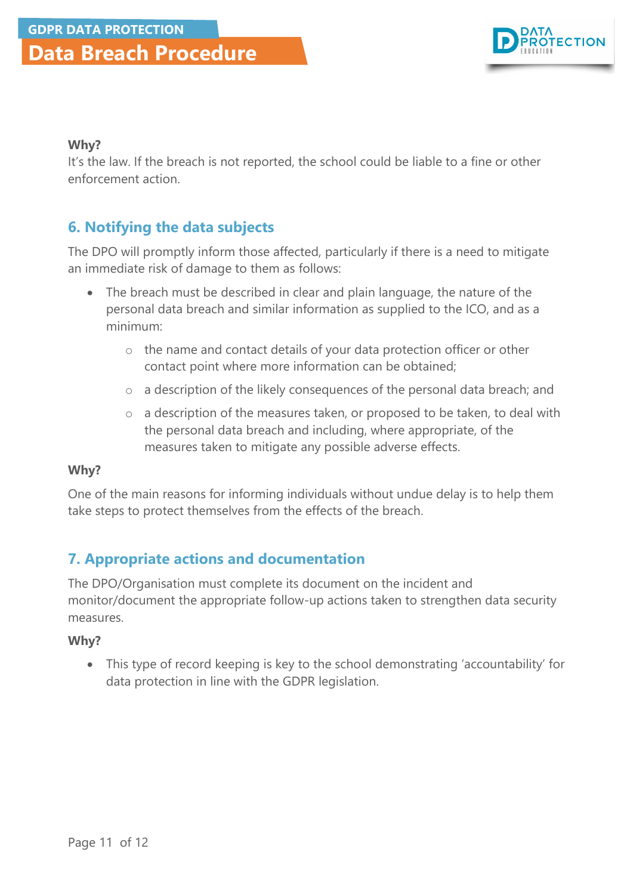**Why?**

It's the law. If the breach is not reported, the school could be liable to a fine or other enforcement action.

## 6. Notifying the data subjects

The DPO will promptly inform those affected, particularly if there is a need to mitigate an immediate risk of damage to them as follows:

- The breach must be described in clear and plain language, the nature of the personal data breach and similar information as supplied to the ICO, and as a minimum:
    - the name and contact details of your data protection officer or other contact point where more information can be obtained;
    - a description of the likely consequences of the personal data breach; and
    - a description of the measures taken, or proposed to be taken, to deal with the personal data breach and including, where appropriate, of the measures taken to mitigate any possible adverse effects.

**Why?**

One of the main reasons for informing individuals without undue delay is to help them take steps to protect themselves from the effects of the breach.

## 7. Appropriate actions and documentation

The DPO/Organisation must complete its document on the incident and monitor/document the appropriate follow-up actions taken to strengthen data security measures.

**Why?**

- This type of record keeping is key to the school demonstrating 'accountability' for data protection in line with the GDPR legislation.